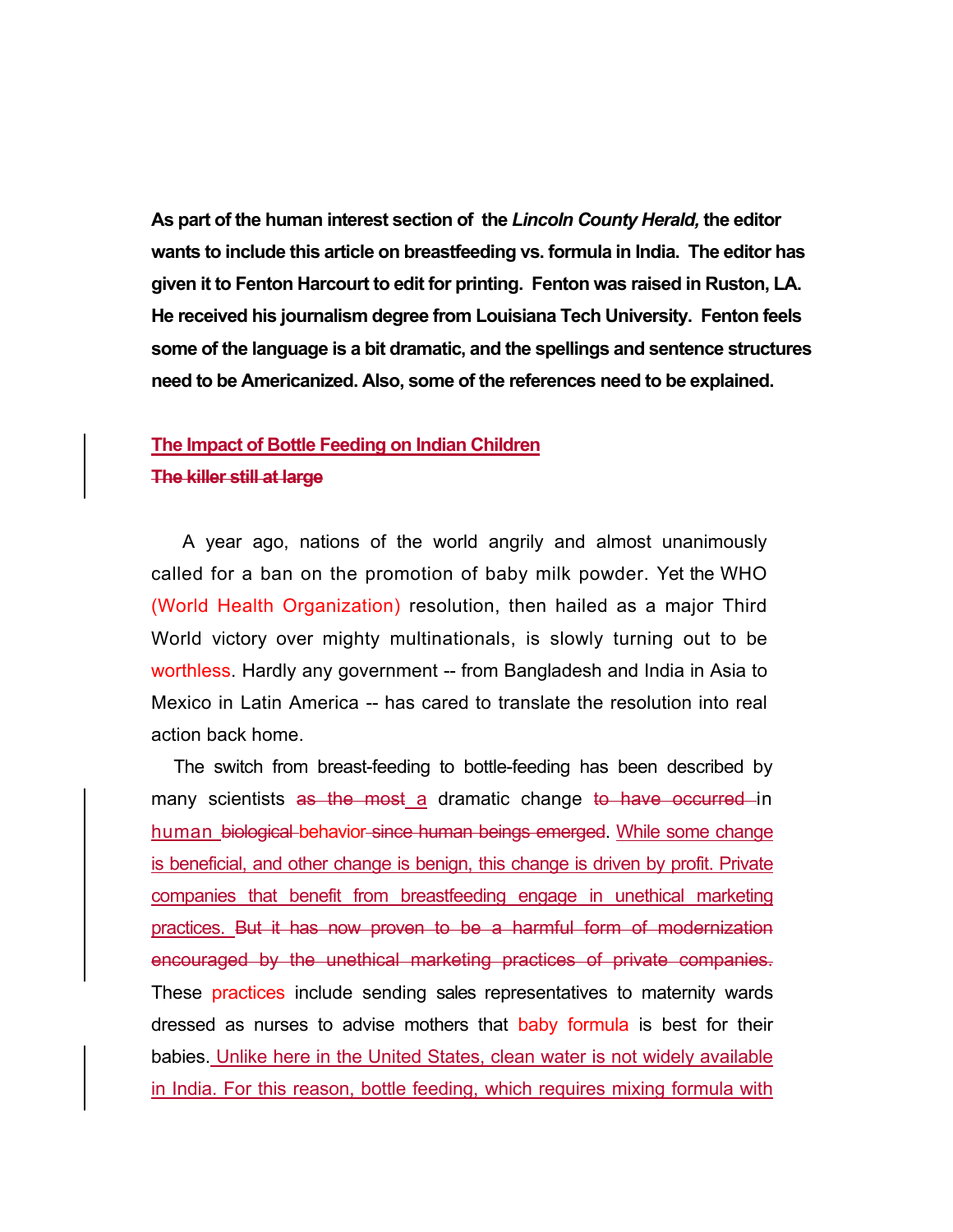**As part of the human interest section of the *Lincoln County Herald,* the editor wants to include this article on breastfeeding vs. formula in India. The editor has given it to Fenton Harcourt to edit for printing. Fenton was raised in Ruston, LA. He received his journalism degree from Louisiana Tech University. Fenton feels some of the language is a bit dramatic, and the spellings and sentence structures need to be Americanized. Also, some of the references need to be explained.**

**The Impact of Bottle Feeding on Indian Children**

~~**The killer still at large**~~

A year ago, nations of the world angrily and almost unanimously called for a ban on the promotion of baby milk powder. Yet the WHO (World Health Organization) resolution, then hailed as a major Third World victory over mighty multinationals, is slowly turning out to be worthless. Hardly any government -- from Bangladesh and India in Asia to Mexico in Latin America -- has cared to translate the resolution into real action back home.

The switch from breast-feeding to bottle-feeding has been described by many scientists ~~as the most~~ a dramatic change ~~to have occurred~~ in human ~~biological behavior since human beings emerged~~. While some change is beneficial, and other change is benign, this change is driven by profit. Private companies that benefit from breastfeeding engage in unethical marketing practices. ~~But it has now proven to be a harmful form of modernization encouraged by the unethical marketing practices of private companies.~~ These practices include sending sales representatives to maternity wards dressed as nurses to advise mothers that baby formula is best for their babies. Unlike here in the United States, clean water is not widely available in India. For this reason, bottle feeding, which requires mixing formula with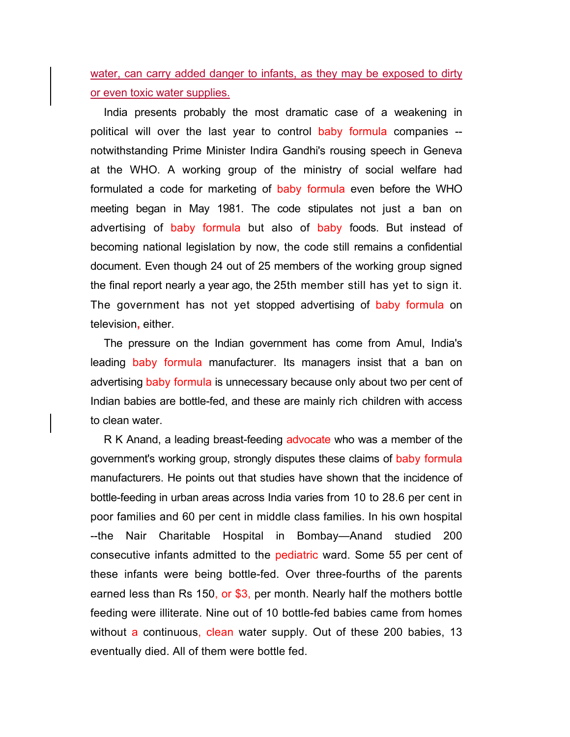water, can carry added danger to infants, as they may be exposed to dirty or even toxic water supplies.

India presents probably the most dramatic case of a weakening in political will over the last year to control baby formula companies -- notwithstanding Prime Minister Indira Gandhi's rousing speech in Geneva at the WHO. A working group of the ministry of social welfare had formulated a code for marketing of baby formula even before the WHO meeting began in May 1981. The code stipulates not just a ban on advertising of baby formula but also of baby foods. But instead of becoming national legislation by now, the code still remains a confidential document. Even though 24 out of 25 members of the working group signed the final report nearly a year ago, the 25th member still has yet to sign it. The government has not yet stopped advertising of baby formula on television, either.

The pressure on the Indian government has come from Amul, India's leading baby formula manufacturer. Its managers insist that a ban on advertising baby formula is unnecessary because only about two per cent of Indian babies are bottle-fed, and these are mainly rich children with access to clean water.

R K Anand, a leading breast-feeding advocate who was a member of the government's working group, strongly disputes these claims of baby formula manufacturers. He points out that studies have shown that the incidence of bottle-feeding in urban areas across India varies from 10 to 28.6 per cent in poor families and 60 per cent in middle class families. In his own hospital --the Nair Charitable Hospital in Bombay—Anand studied 200 consecutive infants admitted to the pediatric ward. Some 55 per cent of these infants were being bottle-fed. Over three-fourths of the parents earned less than Rs 150, or $3, per month. Nearly half the mothers bottle feeding were illiterate. Nine out of 10 bottle-fed babies came from homes without a continuous, clean water supply. Out of these 200 babies, 13 eventually died. All of them were bottle fed.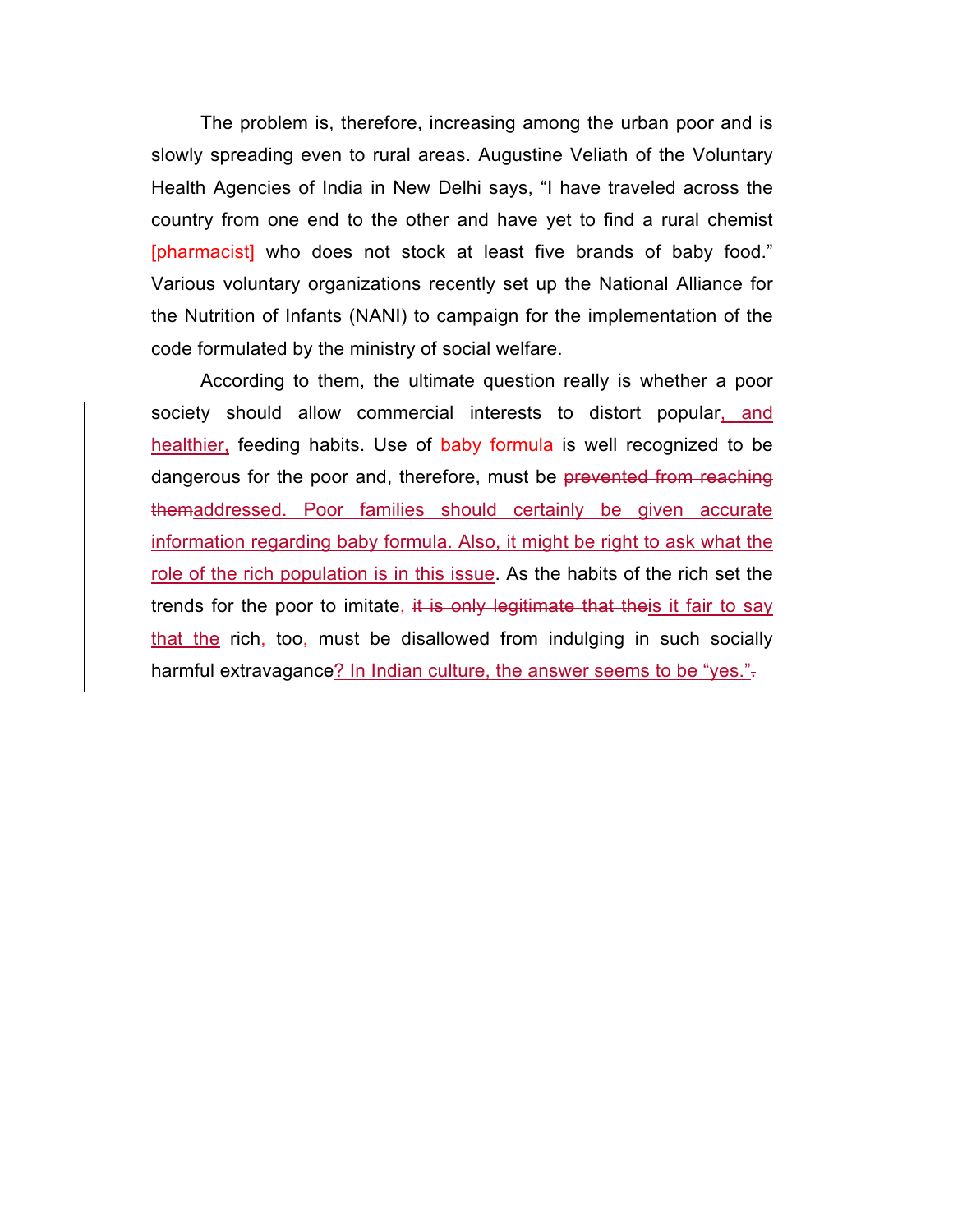The problem is, therefore, increasing among the urban poor and is slowly spreading even to rural areas. Augustine Veliath of the Voluntary Health Agencies of India in New Delhi says, "I have traveled across the country from one end to the other and have yet to find a rural chemist [pharmacist] who does not stock at least five brands of baby food." Various voluntary organizations recently set up the National Alliance for the Nutrition of Infants (NANI) to campaign for the implementation of the code formulated by the ministry of social welfare.

According to them, the ultimate question really is whether a poor society should allow commercial interests to distort popular, and healthier, feeding habits. Use of baby formula is well recognized to be dangerous for the poor and, therefore, must be ~~prevented from reaching them~~addressed. Poor families should certainly be given accurate information regarding baby formula. Also, it might be right to ask what the role of the rich population is in this issue. As the habits of the rich set the trends for the poor to imitate, ~~it is only legitimate that the~~is it fair to say that the rich, too, must be disallowed from indulging in such socially harmful extravagance? In Indian culture, the answer seems to be "yes."~~.~~